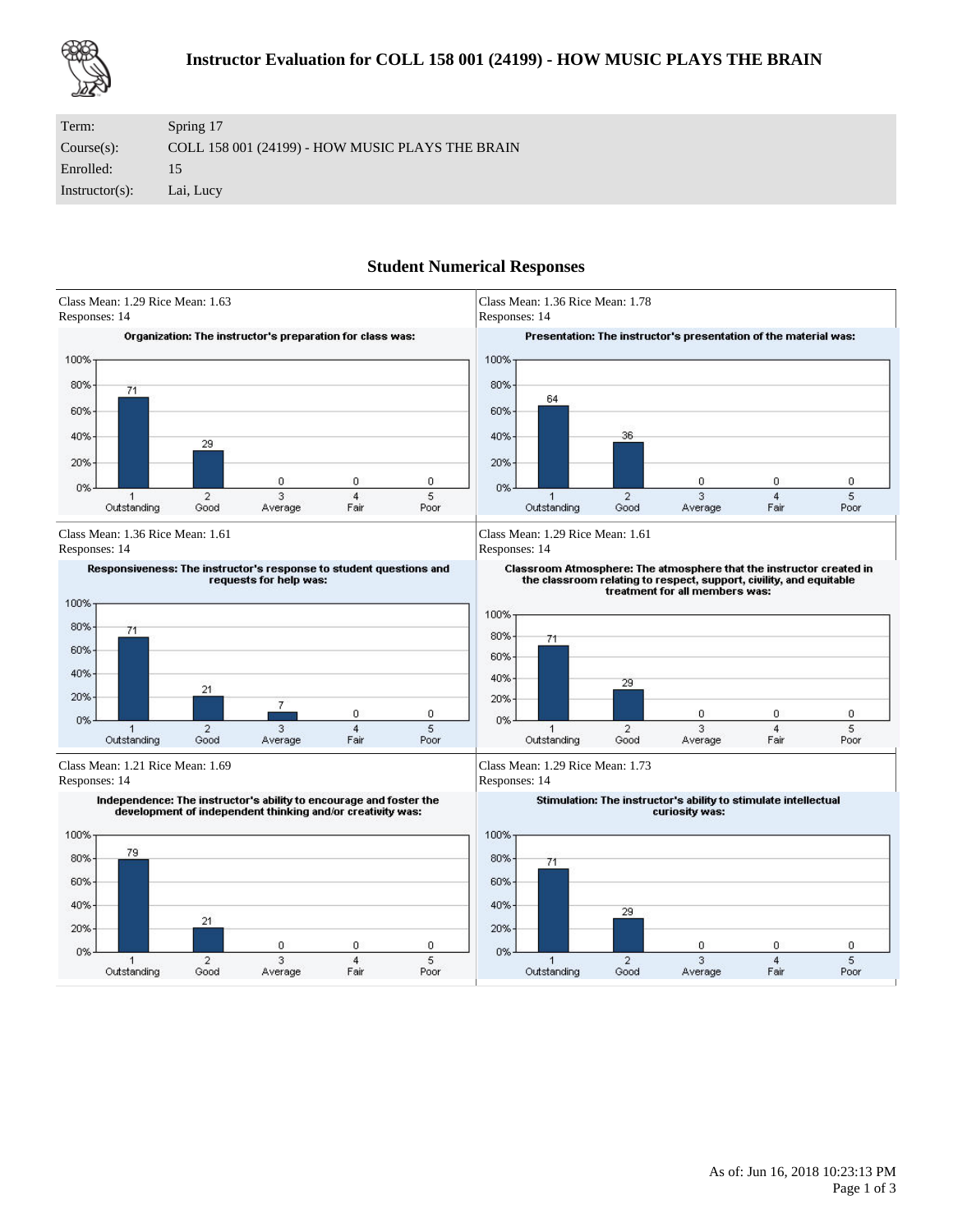# Instructor Evaluation for COLL 158 001 (24199) - HOW MUSIC PLAYS THE BRAIN

| | |
|---|---|
| Term: | Spring 17 |
| Course(s): | COLL 158 001 (24199) - HOW MUSIC PLAYS THE BRAIN |
| Enrolled: | 15 |
| Instructor(s): | Lai, Lucy |

## Student Numerical Responses

Class Mean: 1.29 Rice Mean: 1.63
Responses: 14

**Organization: The instructor's preparation for class was:**

| 1 Outstanding | 2 Good | 3 Average | 4 Fair | 5 Poor |
|---|---|---|---|---|
| 71 | 29 | 0 | 0 | 0 |

Class Mean: 1.36 Rice Mean: 1.78
Responses: 14

**Presentation: The instructor's presentation of the material was:**

| 1 Outstanding | 2 Good | 3 Average | 4 Fair | 5 Poor |
|---|---|---|---|---|
| 64 | 36 | 0 | 0 | 0 |

Class Mean: 1.36 Rice Mean: 1.61
Responses: 14

**Responsiveness: The instructor's response to student questions and requests for help was:**

| 1 Outstanding | 2 Good | 3 Average | 4 Fair | 5 Poor |
|---|---|---|---|---|
| 71 | 21 | 7 | 0 | 0 |

Class Mean: 1.29 Rice Mean: 1.61
Responses: 14

**Classroom Atmosphere: The atmosphere that the instructor created in the classroom relating to respect, support, civility, and equitable treatment for all members was:**

| 1 Outstanding | 2 Good | 3 Average | 4 Fair | 5 Poor |
|---|---|---|---|---|
| 71 | 29 | 0 | 0 | 0 |

Class Mean: 1.21 Rice Mean: 1.69
Responses: 14

**Independence: The instructor's ability to encourage and foster the development of independent thinking and/or creativity was:**

| 1 Outstanding | 2 Good | 3 Average | 4 Fair | 5 Poor |
|---|---|---|---|---|
| 79 | 21 | 0 | 0 | 0 |

Class Mean: 1.29 Rice Mean: 1.73
Responses: 14

**Stimulation: The instructor's ability to stimulate intellectual curiosity was:**

| 1 Outstanding | 2 Good | 3 Average | 4 Fair | 5 Poor |
|---|---|---|---|---|
| 71 | 29 | 0 | 0 | 0 |

As of: Jun 16, 2018 10:23:13 PM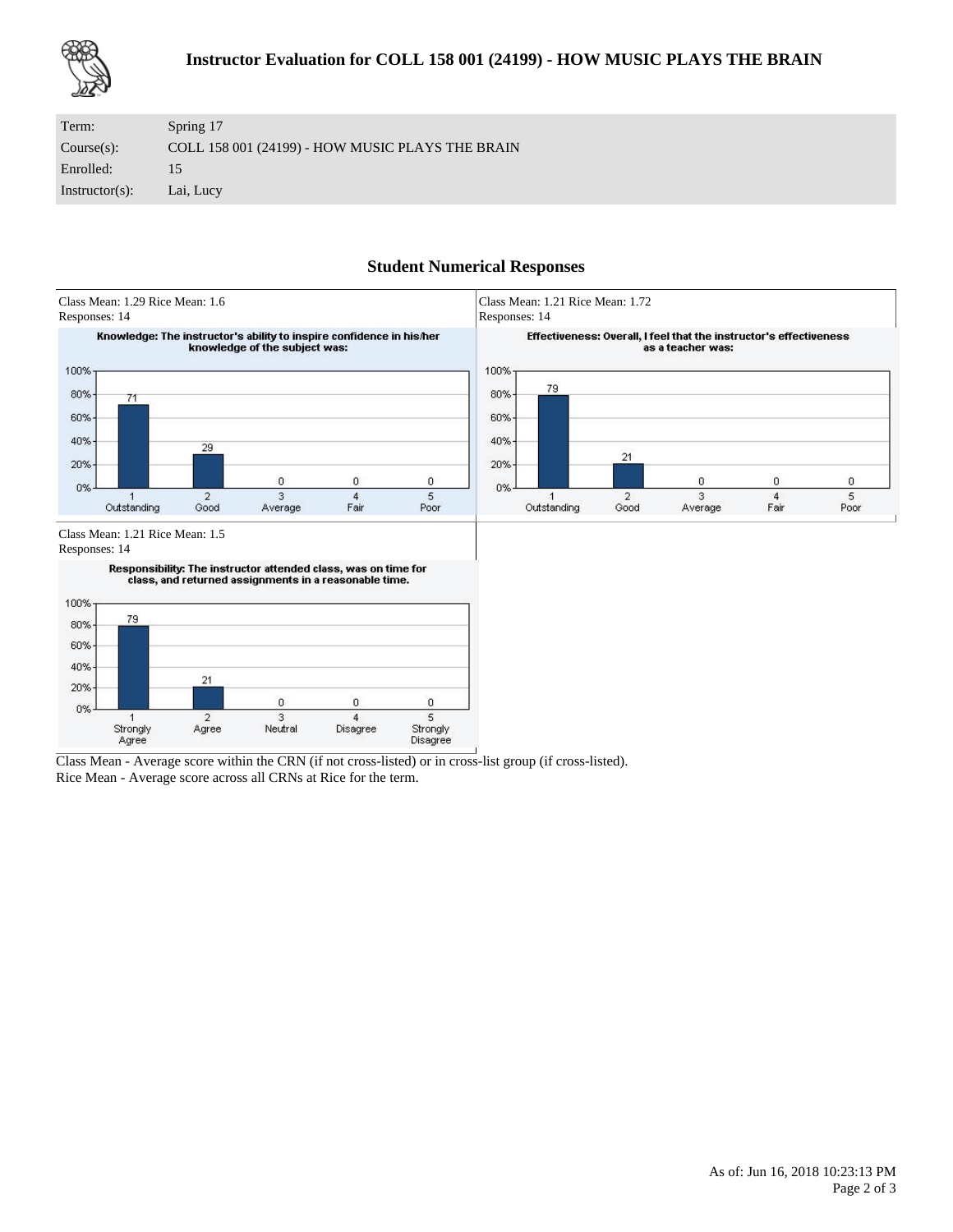# Instructor Evaluation for COLL 158 001 (24199) - HOW MUSIC PLAYS THE BRAIN

| | |
|---|---|
| Term: | Spring 17 |
| Course(s): | COLL 158 001 (24199) - HOW MUSIC PLAYS THE BRAIN |
| Enrolled: | 15 |
| Instructor(s): | Lai, Lucy |

## Student Numerical Responses

Class Mean: 1.29 Rice Mean: 1.6
Responses: 14

**Knowledge: The instructor's ability to inspire confidence in his/her knowledge of the subject was:**

| 1 Outstanding | 2 Good | 3 Average | 4 Fair | 5 Poor |
|---|---|---|---|---|
| 71 | 29 | 0 | 0 | 0 |

Class Mean: 1.21 Rice Mean: 1.72
Responses: 14

**Effectiveness: Overall, I feel that the instructor's effectiveness as a teacher was:**

| 1 Outstanding | 2 Good | 3 Average | 4 Fair | 5 Poor |
|---|---|---|---|---|
| 79 | 21 | 0 | 0 | 0 |

Class Mean: 1.21 Rice Mean: 1.5
Responses: 14

**Responsibility: The instructor attended class, was on time for class, and returned assignments in a reasonable time.**

| 1 Strongly Agree | 2 Agree | 3 Neutral | 4 Disagree | 5 Strongly Disagree |
|---|---|---|---|---|
| 79 | 21 | 0 | 0 | 0 |

Class Mean - Average score within the CRN (if not cross-listed) or in cross-list group (if cross-listed).
Rice Mean - Average score across all CRNs at Rice for the term.

As of: Jun 16, 2018 10:23:13 PM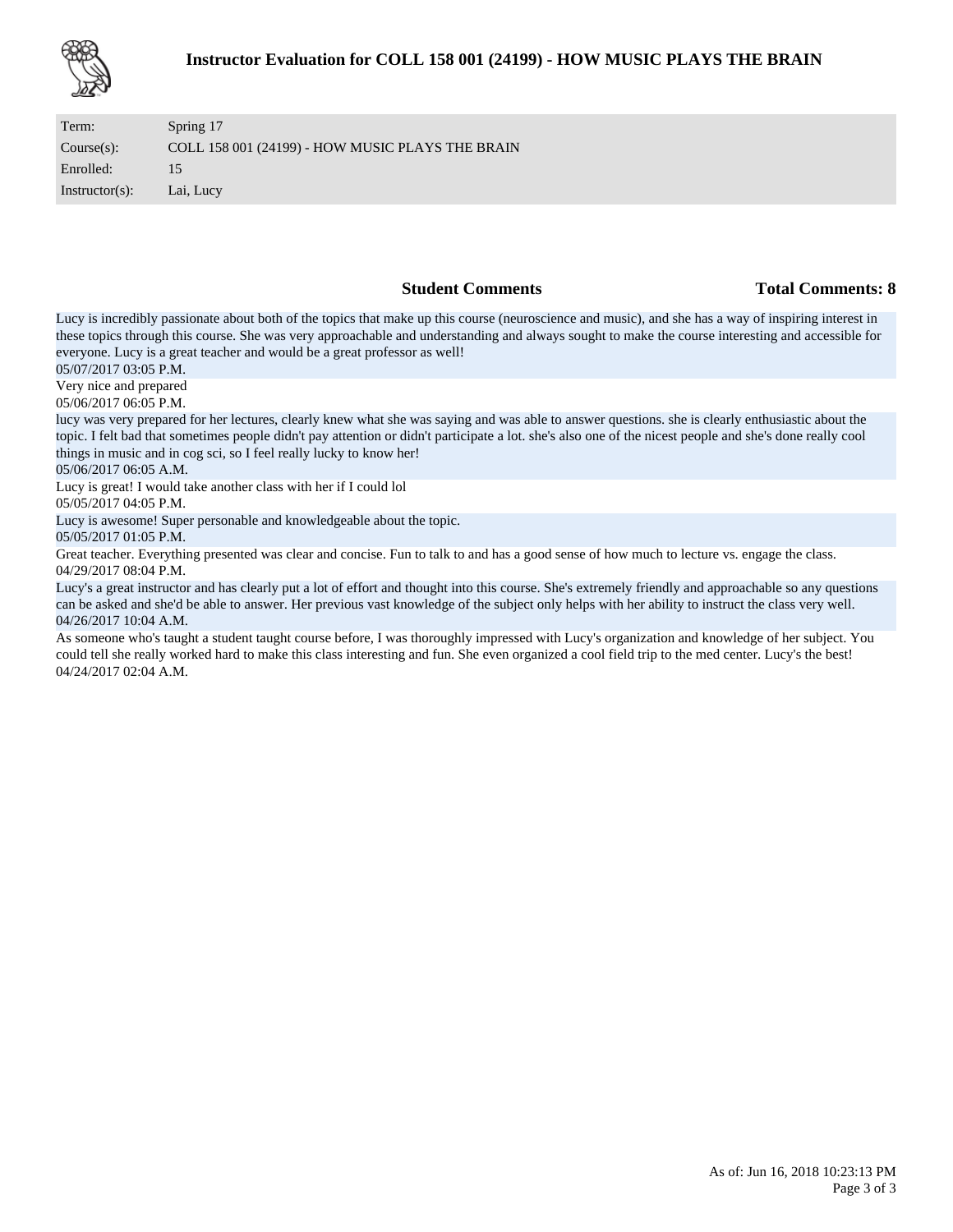# Instructor Evaluation for COLL 158 001 (24199) - HOW MUSIC PLAYS THE BRAIN

| | |
|---|---|
| Term: | Spring 17 |
| Course(s): | COLL 158 001 (24199) - HOW MUSIC PLAYS THE BRAIN |
| Enrolled: | 15 |
| Instructor(s): | Lai, Lucy |

## Student Comments

**Total Comments: 8**

Lucy is incredibly passionate about both of the topics that make up this course (neuroscience and music), and she has a way of inspiring interest in these topics through this course. She was very approachable and understanding and always sought to make the course interesting and accessible for everyone. Lucy is a great teacher and would be a great professor as well!
05/07/2017 03:05 P.M.

Very nice and prepared
05/06/2017 06:05 P.M.

lucy was very prepared for her lectures, clearly knew what she was saying and was able to answer questions. she is clearly enthusiastic about the topic. I felt bad that sometimes people didn't pay attention or didn't participate a lot. she's also one of the nicest people and she's done really cool things in music and in cog sci, so I feel really lucky to know her!
05/06/2017 06:05 A.M.

Lucy is great! I would take another class with her if I could lol
05/05/2017 04:05 P.M.

Lucy is awesome! Super personable and knowledgeable about the topic.
05/05/2017 01:05 P.M.

Great teacher. Everything presented was clear and concise. Fun to talk to and has a good sense of how much to lecture vs. engage the class.
04/29/2017 08:04 P.M.

Lucy's a great instructor and has clearly put a lot of effort and thought into this course. She's extremely friendly and approachable so any questions can be asked and she'd be able to answer. Her previous vast knowledge of the subject only helps with her ability to instruct the class very well.
04/26/2017 10:04 A.M.

As someone who's taught a student taught course before, I was thoroughly impressed with Lucy's organization and knowledge of her subject. You could tell she really worked hard to make this class interesting and fun. She even organized a cool field trip to the med center. Lucy's the best!
04/24/2017 02:04 A.M.

As of: Jun 16, 2018 10:23:13 PM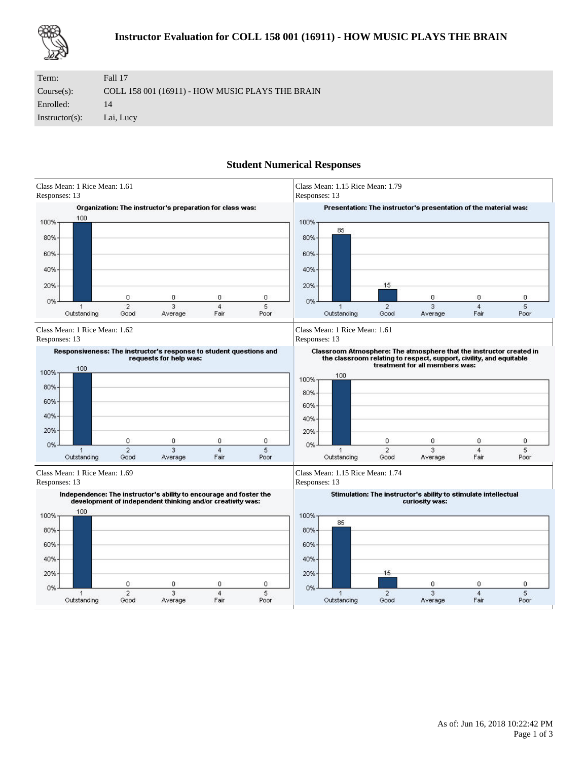# Instructor Evaluation for COLL 158 001 (16911) - HOW MUSIC PLAYS THE BRAIN

| | |
|---|---|
| Term: | Fall 17 |
| Course(s): | COLL 158 001 (16911) - HOW MUSIC PLAYS THE BRAIN |
| Enrolled: | 14 |
| Instructor(s): | Lai, Lucy |

## Student Numerical Responses

Class Mean: 1 Rice Mean: 1.61
Responses: 13

**Organization: The instructor's preparation for class was:**

| 1 Outstanding | 2 Good | 3 Average | 4 Fair | 5 Poor |
|---|---|---|---|---|
| 100 | 0 | 0 | 0 | 0 |

Class Mean: 1.15 Rice Mean: 1.79
Responses: 13

**Presentation: The instructor's presentation of the material was:**

| 1 Outstanding | 2 Good | 3 Average | 4 Fair | 5 Poor |
|---|---|---|---|---|
| 85 | 15 | 0 | 0 | 0 |

Class Mean: 1 Rice Mean: 1.62
Responses: 13

**Responsiveness: The instructor's response to student questions and requests for help was:**

| 1 Outstanding | 2 Good | 3 Average | 4 Fair | 5 Poor |
|---|---|---|---|---|
| 100 | 0 | 0 | 0 | 0 |

Class Mean: 1 Rice Mean: 1.61
Responses: 13

**Classroom Atmosphere: The atmosphere that the instructor created in the classroom relating to respect, support, civility, and equitable treatment for all members was:**

| 1 Outstanding | 2 Good | 3 Average | 4 Fair | 5 Poor |
|---|---|---|---|---|
| 100 | 0 | 0 | 0 | 0 |

Class Mean: 1 Rice Mean: 1.69
Responses: 13

**Independence: The instructor's ability to encourage and foster the development of independent thinking and/or creativity was:**

| 1 Outstanding | 2 Good | 3 Average | 4 Fair | 5 Poor |
|---|---|---|---|---|
| 100 | 0 | 0 | 0 | 0 |

Class Mean: 1.15 Rice Mean: 1.74
Responses: 13

**Stimulation: The instructor's ability to stimulate intellectual curiosity was:**

| 1 Outstanding | 2 Good | 3 Average | 4 Fair | 5 Poor |
|---|---|---|---|---|
| 85 | 15 | 0 | 0 | 0 |

As of: Jun 16, 2018 10:22:42 PM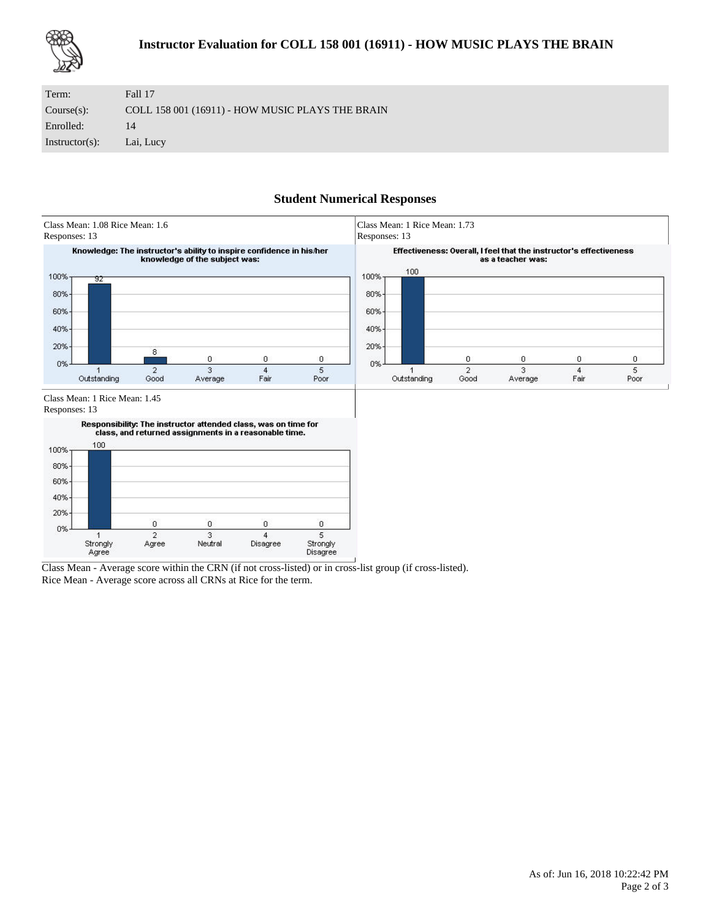# Instructor Evaluation for COLL 158 001 (16911) - HOW MUSIC PLAYS THE BRAIN

| | |
|---|---|
| Term: | Fall 17 |
| Course(s): | COLL 158 001 (16911) - HOW MUSIC PLAYS THE BRAIN |
| Enrolled: | 14 |
| Instructor(s): | Lai, Lucy |

## Student Numerical Responses

Class Mean: 1.08 Rice Mean: 1.6
Responses: 13

**Knowledge: The instructor's ability to inspire confidence in his/her knowledge of the subject was:**

| 1 Outstanding | 2 Good | 3 Average | 4 Fair | 5 Poor |
|---|---|---|---|---|
| 92 | 8 | 0 | 0 | 0 |

Class Mean: 1 Rice Mean: 1.73
Responses: 13

**Effectiveness: Overall, I feel that the instructor's effectiveness as a teacher was:**

| 1 Outstanding | 2 Good | 3 Average | 4 Fair | 5 Poor |
|---|---|---|---|---|
| 100 | 0 | 0 | 0 | 0 |

Class Mean: 1 Rice Mean: 1.45
Responses: 13

**Responsibility: The instructor attended class, was on time for class, and returned assignments in a reasonable time.**

| 1 Strongly Agree | 2 Agree | 3 Neutral | 4 Disagree | 5 Strongly Disagree |
|---|---|---|---|---|
| 100 | 0 | 0 | 0 | 0 |

Class Mean - Average score within the CRN (if not cross-listed) or in cross-list group (if cross-listed).
Rice Mean - Average score across all CRNs at Rice for the term.

As of: Jun 16, 2018 10:22:42 PM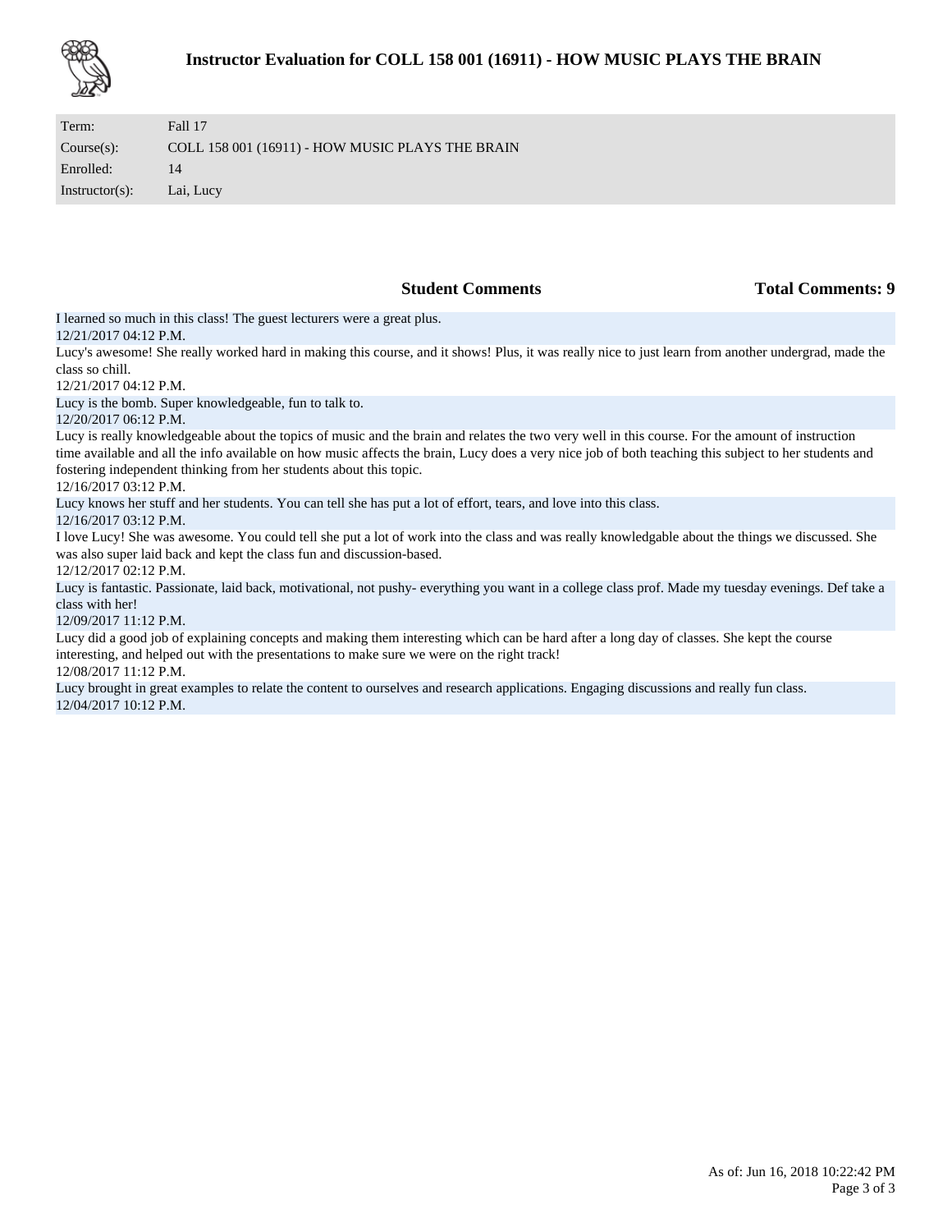# Instructor Evaluation for COLL 158 001 (16911) - HOW MUSIC PLAYS THE BRAIN

| | |
|---|---|
| Term: | Fall 17 |
| Course(s): | COLL 158 001 (16911) - HOW MUSIC PLAYS THE BRAIN |
| Enrolled: | 14 |
| Instructor(s): | Lai, Lucy |

**Student Comments** **Total Comments: 9**

I learned so much in this class! The guest lecturers were a great plus.
12/21/2017 04:12 P.M.

Lucy's awesome! She really worked hard in making this course, and it shows! Plus, it was really nice to just learn from another undergrad, made the class so chill.
12/21/2017 04:12 P.M.

Lucy is the bomb. Super knowledgeable, fun to talk to.
12/20/2017 06:12 P.M.

Lucy is really knowledgeable about the topics of music and the brain and relates the two very well in this course. For the amount of instruction time available and all the info available on how music affects the brain, Lucy does a very nice job of both teaching this subject to her students and fostering independent thinking from her students about this topic.
12/16/2017 03:12 P.M.

Lucy knows her stuff and her students. You can tell she has put a lot of effort, tears, and love into this class.
12/16/2017 03:12 P.M.

I love Lucy! She was awesome. You could tell she put a lot of work into the class and was really knowledgable about the things we discussed. She was also super laid back and kept the class fun and discussion-based.
12/12/2017 02:12 P.M.

Lucy is fantastic. Passionate, laid back, motivational, not pushy- everything you want in a college class prof. Made my tuesday evenings. Def take a class with her!
12/09/2017 11:12 P.M.

Lucy did a good job of explaining concepts and making them interesting which can be hard after a long day of classes. She kept the course interesting, and helped out with the presentations to make sure we were on the right track!
12/08/2017 11:12 P.M.

Lucy brought in great examples to relate the content to ourselves and research applications. Engaging discussions and really fun class.
12/04/2017 10:12 P.M.

As of: Jun 16, 2018 10:22:42 PM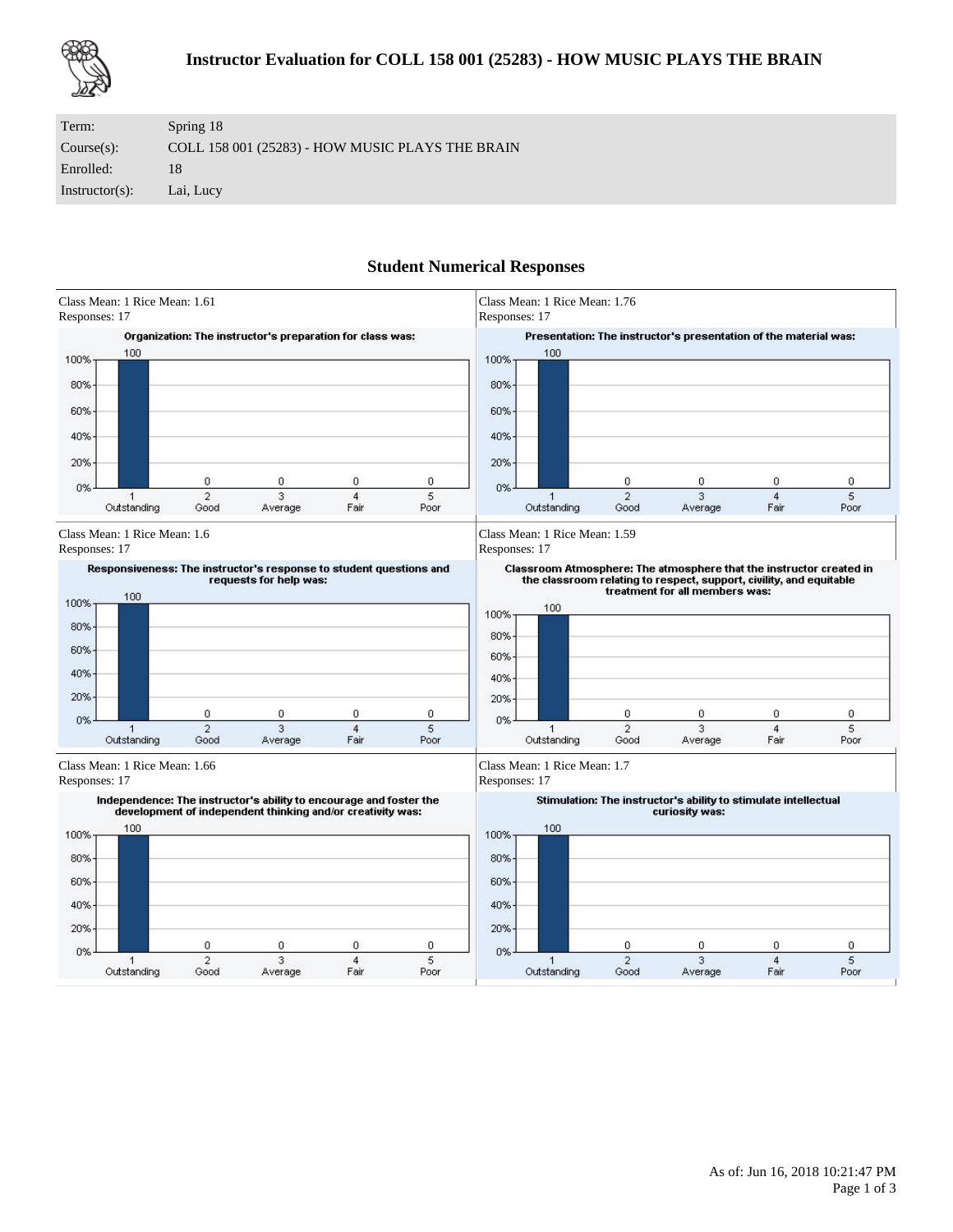# Instructor Evaluation for COLL 158 001 (25283) - HOW MUSIC PLAYS THE BRAIN

| | |
|---|---|
| Term: | Spring 18 |
| Course(s): | COLL 158 001 (25283) - HOW MUSIC PLAYS THE BRAIN |
| Enrolled: | 18 |
| Instructor(s): | Lai, Lucy |

## Student Numerical Responses

Class Mean: 1 Rice Mean: 1.61
Responses: 17

**Organization: The instructor's preparation for class was:**

| 1 Outstanding | 2 Good | 3 Average | 4 Fair | 5 Poor |
|---|---|---|---|---|
| 100 | 0 | 0 | 0 | 0 |

Class Mean: 1 Rice Mean: 1.76
Responses: 17

**Presentation: The instructor's presentation of the material was:**

| 1 Outstanding | 2 Good | 3 Average | 4 Fair | 5 Poor |
|---|---|---|---|---|
| 100 | 0 | 0 | 0 | 0 |

Class Mean: 1 Rice Mean: 1.6
Responses: 17

**Responsiveness: The instructor's response to student questions and requests for help was:**

| 1 Outstanding | 2 Good | 3 Average | 4 Fair | 5 Poor |
|---|---|---|---|---|
| 100 | 0 | 0 | 0 | 0 |

Class Mean: 1 Rice Mean: 1.59
Responses: 17

**Classroom Atmosphere: The atmosphere that the instructor created in the classroom relating to respect, support, civility, and equitable treatment for all members was:**

| 1 Outstanding | 2 Good | 3 Average | 4 Fair | 5 Poor |
|---|---|---|---|---|
| 100 | 0 | 0 | 0 | 0 |

Class Mean: 1 Rice Mean: 1.66
Responses: 17

**Independence: The instructor's ability to encourage and foster the development of independent thinking and/or creativity was:**

| 1 Outstanding | 2 Good | 3 Average | 4 Fair | 5 Poor |
|---|---|---|---|---|
| 100 | 0 | 0 | 0 | 0 |

Class Mean: 1 Rice Mean: 1.7
Responses: 17

**Stimulation: The instructor's ability to stimulate intellectual curiosity was:**

| 1 Outstanding | 2 Good | 3 Average | 4 Fair | 5 Poor |
|---|---|---|---|---|
| 100 | 0 | 0 | 0 | 0 |

As of: Jun 16, 2018 10:21:47 PM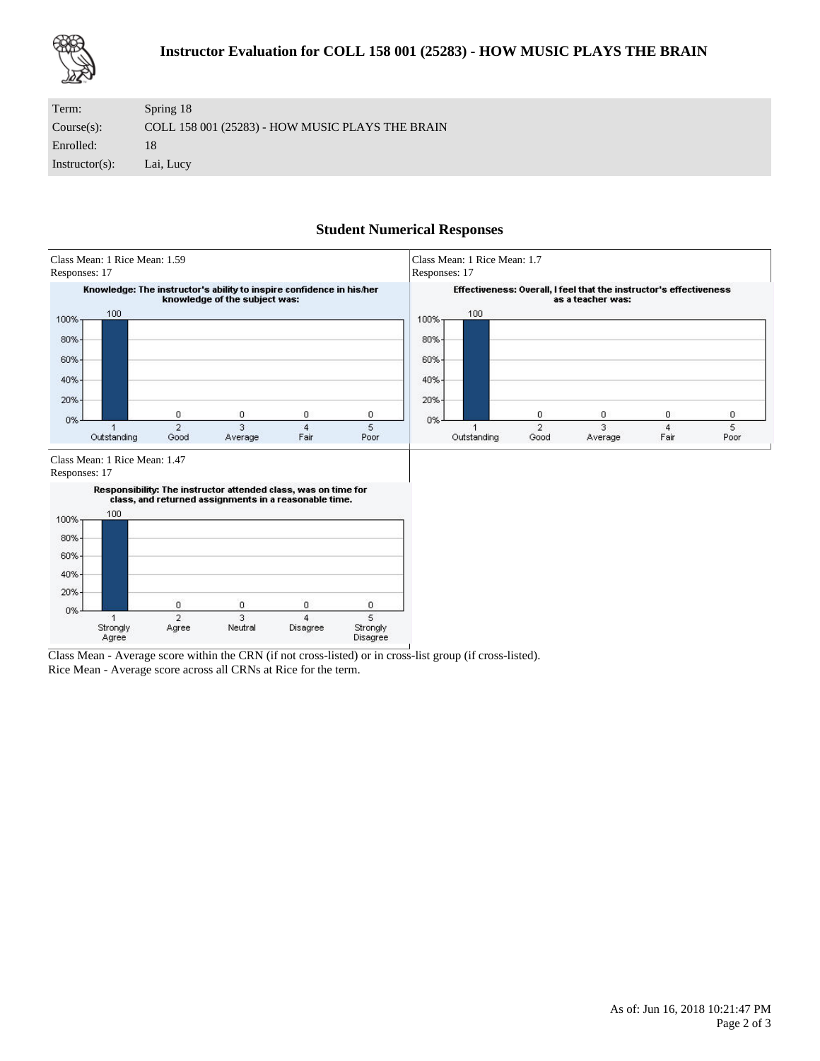# Instructor Evaluation for COLL 158 001 (25283) - HOW MUSIC PLAYS THE BRAIN

| | |
|---|---|
| Term: | Spring 18 |
| Course(s): | COLL 158 001 (25283) - HOW MUSIC PLAYS THE BRAIN |
| Enrolled: | 18 |
| Instructor(s): | Lai, Lucy |

## Student Numerical Responses

Class Mean: 1 Rice Mean: 1.59
Responses: 17

**Knowledge: The instructor's ability to inspire confidence in his/her knowledge of the subject was:**

| 1 Outstanding | 2 Good | 3 Average | 4 Fair | 5 Poor |
|---|---|---|---|---|
| 100 | 0 | 0 | 0 | 0 |

Class Mean: 1 Rice Mean: 1.7
Responses: 17

**Effectiveness: Overall, I feel that the instructor's effectiveness as a teacher was:**

| 1 Outstanding | 2 Good | 3 Average | 4 Fair | 5 Poor |
|---|---|---|---|---|
| 100 | 0 | 0 | 0 | 0 |

Class Mean: 1 Rice Mean: 1.47
Responses: 17

**Responsibility: The instructor attended class, was on time for class, and returned assignments in a reasonable time.**

| 1 Strongly Agree | 2 Agree | 3 Neutral | 4 Disagree | 5 Strongly Disagree |
|---|---|---|---|---|
| 100 | 0 | 0 | 0 | 0 |

Class Mean - Average score within the CRN (if not cross-listed) or in cross-list group (if cross-listed).
Rice Mean - Average score across all CRNs at Rice for the term.

As of: Jun 16, 2018 10:21:47 PM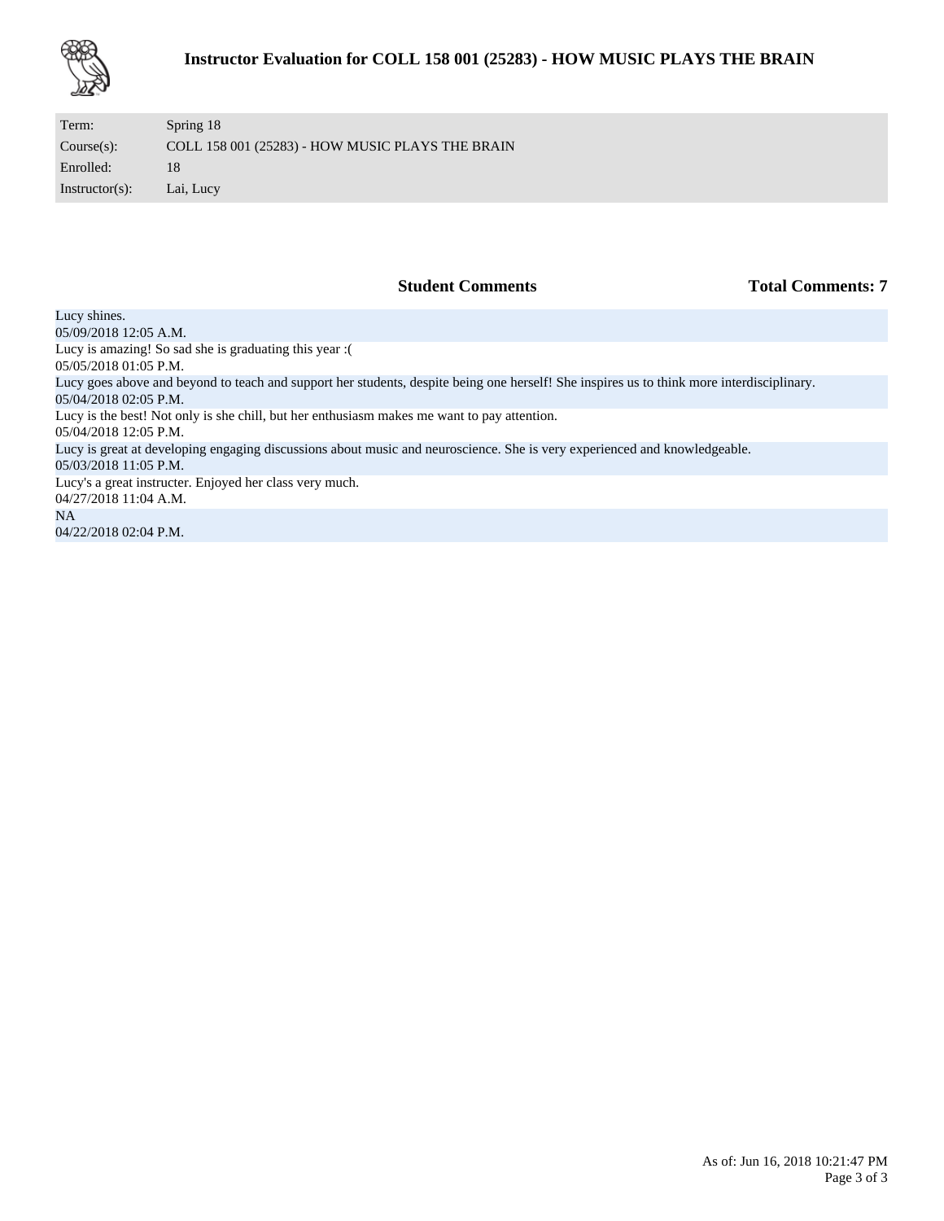# Instructor Evaluation for COLL 158 001 (25283) - HOW MUSIC PLAYS THE BRAIN

| | |
|---|---|
| Term: | Spring 18 |
| Course(s): | COLL 158 001 (25283) - HOW MUSIC PLAYS THE BRAIN |
| Enrolled: | 18 |
| Instructor(s): | Lai, Lucy |

## Student Comments

**Total Comments: 7**

Lucy shines.
05/09/2018 12:05 A.M.

Lucy is amazing! So sad she is graduating this year :(
05/05/2018 01:05 P.M.

Lucy goes above and beyond to teach and support her students, despite being one herself! She inspires us to think more interdisciplinary.
05/04/2018 02:05 P.M.

Lucy is the best! Not only is she chill, but her enthusiasm makes me want to pay attention.
05/04/2018 12:05 P.M.

Lucy is great at developing engaging discussions about music and neuroscience. She is very experienced and knowledgeable.
05/03/2018 11:05 P.M.

Lucy's a great instructer. Enjoyed her class very much.
04/27/2018 11:04 A.M.

NA
04/22/2018 02:04 P.M.

As of: Jun 16, 2018 10:21:47 PM